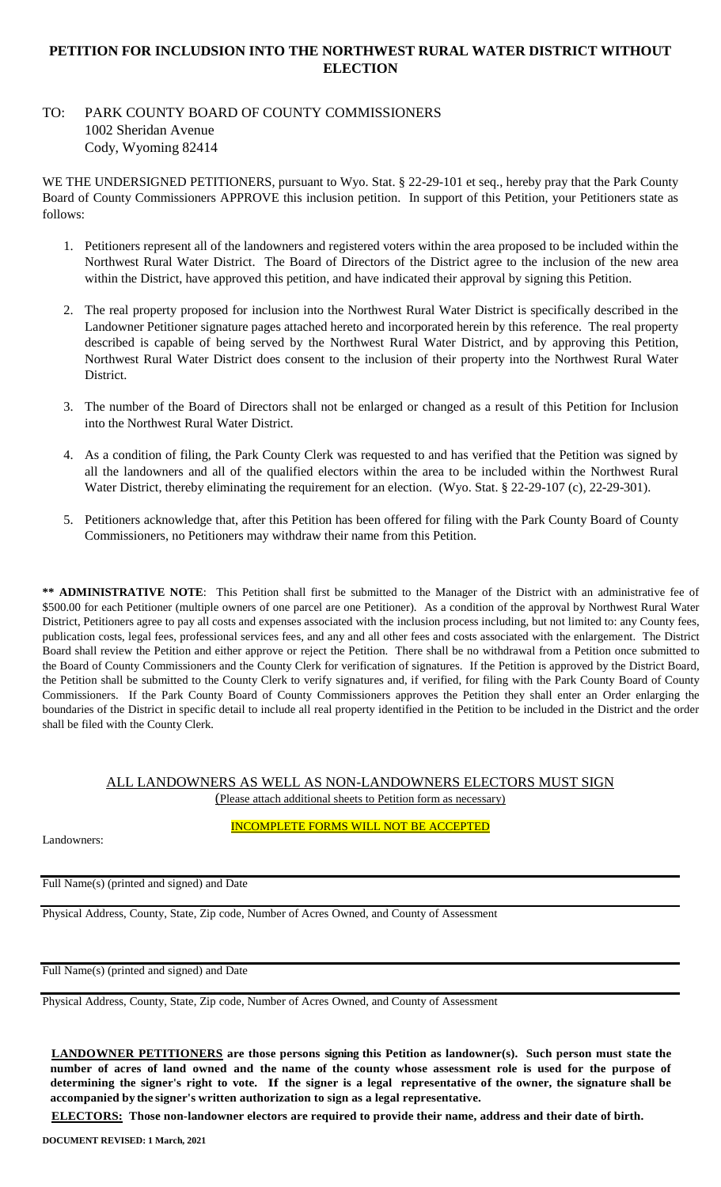# PETITION FOR INCLUDSION INTO THE NORTHWEST RURAL WATER DISTRICT WITHOUT ELECTION

TO: PARK COUNTY BOARD OF COUNTY COMMISSIONERS
1002 Sheridan Avenue
Cody, Wyoming 82414

WE THE UNDERSIGNED PETITIONERS, pursuant to Wyo. Stat. § 22-29-101 et seq., hereby pray that the Park County Board of County Commissioners APPROVE this inclusion petition. In support of this Petition, your Petitioners state as follows:

1. Petitioners represent all of the landowners and registered voters within the area proposed to be included within the Northwest Rural Water District. The Board of Directors of the District agree to the inclusion of the new area within the District, have approved this petition, and have indicated their approval by signing this Petition.
2. The real property proposed for inclusion into the Northwest Rural Water District is specifically described in the Landowner Petitioner signature pages attached hereto and incorporated herein by this reference. The real property described is capable of being served by the Northwest Rural Water District, and by approving this Petition, Northwest Rural Water District does consent to the inclusion of their property into the Northwest Rural Water District.
3. The number of the Board of Directors shall not be enlarged or changed as a result of this Petition for Inclusion into the Northwest Rural Water District.
4. As a condition of filing, the Park County Clerk was requested to and has verified that the Petition was signed by all the landowners and all of the qualified electors within the area to be included within the Northwest Rural Water District, thereby eliminating the requirement for an election. (Wyo. Stat. § 22-29-107 (c), 22-29-301).
5. Petitioners acknowledge that, after this Petition has been offered for filing with the Park County Board of County Commissioners, no Petitioners may withdraw their name from this Petition.

**\*\* ADMINISTRATIVE NOTE**: This Petition shall first be submitted to the Manager of the District with an administrative fee of $500.00 for each Petitioner (multiple owners of one parcel are one Petitioner). As a condition of the approval by Northwest Rural Water District, Petitioners agree to pay all costs and expenses associated with the inclusion process including, but not limited to: any County fees, publication costs, legal fees, professional services fees, and any and all other fees and costs associated with the enlargement. The District Board shall review the Petition and either approve or reject the Petition. There shall be no withdrawal from a Petition once submitted to the Board of County Commissioners and the County Clerk for verification of signatures. If the Petition is approved by the District Board, the Petition shall be submitted to the County Clerk to verify signatures and, if verified, for filing with the Park County Board of County Commissioners. If the Park County Board of County Commissioners approves the Petition they shall enter an Order enlarging the boundaries of the District in specific detail to include all real property identified in the Petition to be included in the District and the order shall be filed with the County Clerk.

ALL LANDOWNERS AS WELL AS NON-LANDOWNERS ELECTORS MUST SIGN
(Please attach additional sheets to Petition form as necessary)

INCOMPLETE FORMS WILL NOT BE ACCEPTED

Landowners:

Full Name(s) (printed and signed) and Date

Physical Address, County, State, Zip code, Number of Acres Owned, and County of Assessment

Full Name(s) (printed and signed) and Date

Physical Address, County, State, Zip code, Number of Acres Owned, and County of Assessment

**LANDOWNER PETITIONERS are those persons signing this Petition as landowner(s). Such person must state the number of acres of land owned and the name of the county whose assessment role is used for the purpose of determining the signer's right to vote. If the signer is a legal representative of the owner, the signature shall be accompanied by the signer's written authorization to sign as a legal representative.**

**ELECTORS: Those non-landowner electors are required to provide their name, address and their date of birth.**

**DOCUMENT REVISED: 1 March, 2021**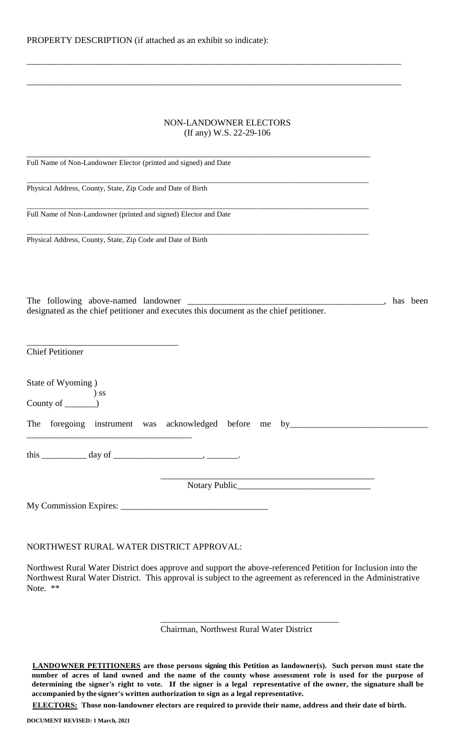PROPERTY DESCRIPTION (if attached as an exhibit so indicate):

\_\_\_\_\_\_\_\_\_\_\_\_\_\_\_\_\_\_\_\_\_\_\_\_\_\_\_\_\_\_\_\_\_\_\_\_\_\_\_\_\_\_\_\_\_\_\_\_\_\_\_\_\_\_\_\_\_\_\_\_\_\_\_\_\_\_\_\_\_\_\_\_\_\_\_\_\_\_

\_\_\_\_\_\_\_\_\_\_\_\_\_\_\_\_\_\_\_\_\_\_\_\_\_\_\_\_\_\_\_\_\_\_\_\_\_\_\_\_\_\_\_\_\_\_\_\_\_\_\_\_\_\_\_\_\_\_\_\_\_\_\_\_\_\_\_\_\_\_\_\_\_\_\_\_\_\_

NON-LANDOWNER ELECTORS
(If any) W.S. 22-29-106

\_\_\_\_\_\_\_\_\_\_\_\_\_\_\_\_\_\_\_\_\_\_\_\_\_\_\_\_\_\_\_\_\_\_\_\_\_\_\_\_\_\_\_\_\_\_\_\_\_\_\_\_\_\_\_\_\_\_\_\_\_\_\_\_\_\_\_\_\_\_\_\_
Full Name of Non-Landowner Elector (printed and signed) and Date

\_\_\_\_\_\_\_\_\_\_\_\_\_\_\_\_\_\_\_\_\_\_\_\_\_\_\_\_\_\_\_\_\_\_\_\_\_\_\_\_\_\_\_\_\_\_\_\_\_\_\_\_\_\_\_\_\_\_\_\_\_\_\_\_\_\_\_\_\_\_\_\_
Physical Address, County, State, Zip Code and Date of Birth

\_\_\_\_\_\_\_\_\_\_\_\_\_\_\_\_\_\_\_\_\_\_\_\_\_\_\_\_\_\_\_\_\_\_\_\_\_\_\_\_\_\_\_\_\_\_\_\_\_\_\_\_\_\_\_\_\_\_\_\_\_\_\_\_\_\_\_\_\_\_\_\_
Full Name of Non-Landowner (printed and signed) Elector and Date

\_\_\_\_\_\_\_\_\_\_\_\_\_\_\_\_\_\_\_\_\_\_\_\_\_\_\_\_\_\_\_\_\_\_\_\_\_\_\_\_\_\_\_\_\_\_\_\_\_\_\_\_\_\_\_\_\_\_\_\_\_\_\_\_\_\_\_\_\_\_\_\_
Physical Address, County, State, Zip Code and Date of Birth

The following above-named landowner \_\_\_\_\_\_\_\_\_\_\_\_\_\_\_\_\_\_\_\_\_\_\_\_\_\_\_\_\_\_\_\_\_\_\_\_\_\_\_\_\_\_\_\_, has been designated as the chief petitioner and executes this document as the chief petitioner.

\_\_\_\_\_\_\_\_\_\_\_\_\_\_\_\_\_\_\_\_\_\_\_\_\_\_\_\_\_\_\_\_\_\_
Chief Petitioner

State of Wyoming )
) ss
County of \_\_\_\_\_\_\_)

The foregoing instrument was acknowledged before me by\_\_\_\_\_\_\_\_\_\_\_\_\_\_\_\_\_\_\_\_\_\_\_\_\_\_\_\_\_\_\_
\_\_\_\_\_\_\_\_\_\_\_\_\_\_\_\_\_\_\_\_\_\_\_\_\_\_\_\_\_\_\_\_\_\_\_\_\_

this \_\_\_\_\_\_\_\_\_\_ day of \_\_\_\_\_\_\_\_\_\_\_\_\_\_\_\_\_\_\_\_, \_\_\_\_\_\_\_.

\_\_\_\_\_\_\_\_\_\_\_\_\_\_\_\_\_\_\_\_\_\_\_\_\_\_\_\_\_\_\_\_\_\_\_\_\_\_\_\_\_\_\_\_\_\_\_\_
Notary Public\_\_\_\_\_\_\_\_\_\_\_\_\_\_\_\_\_\_\_\_\_\_\_\_\_\_\_\_\_\_

My Commission Expires: \_\_\_\_\_\_\_\_\_\_\_\_\_\_\_\_\_\_\_\_\_\_\_\_\_\_\_\_\_\_\_\_

NORTHWEST RURAL WATER DISTRICT APPROVAL:

Northwest Rural Water District does approve and support the above-referenced Petition for Inclusion into the Northwest Rural Water District. This approval is subject to the agreement as referenced in the Administrative Note. **

\_\_\_\_\_\_\_\_\_\_\_\_\_\_\_\_\_\_\_\_\_\_\_\_\_\_\_\_\_\_\_\_\_\_\_\_\_\_\_\_
Chairman, Northwest Rural Water District

**<u>LANDOWNER PETITIONERS</u> are those persons signing this Petition as landowner(s). Such person must state the number of acres of land owned and the name of the county whose assessment role is used for the purpose of determining the signer's right to vote. If the signer is a legal representative of the owner, the signature shall be accompanied by the signer's written authorization to sign as a legal representative.**

**<u>ELECTORS:</u> Those non-landowner electors are required to provide their name, address and their date of birth.**

**DOCUMENT REVISED: 1 March, 2021**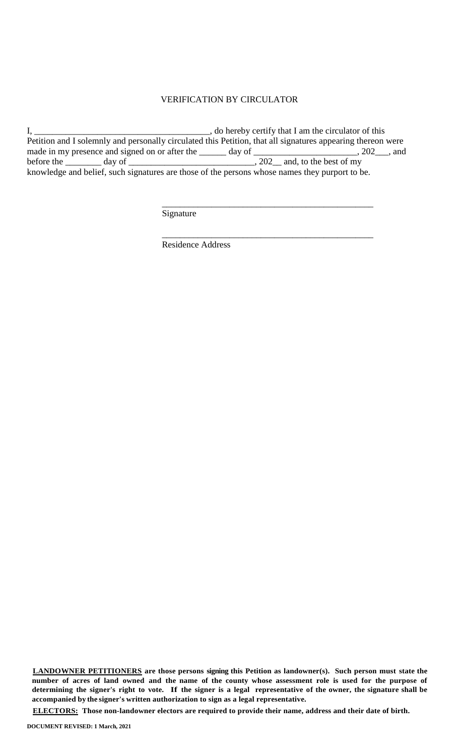# VERIFICATION BY CIRCULATOR

I, ________________________________________, do hereby certify that I am the circulator of this Petition and I solemnly and personally circulated this Petition, that all signatures appearing thereon were made in my presence and signed on or after the ______ day of _______________________, 202___, and before the ________ day of ____________________________, 202__ and, to the best of my knowledge and belief, such signatures are those of the persons whose names they purport to be.

_________________________________________________
Signature

_________________________________________________
Residence Address

**<u>LANDOWNER PETITIONERS</u> are those persons signing this Petition as landowner(s). Such person must state the number of acres of land owned and the name of the county whose assessment role is used for the purpose of determining the signer's right to vote. If the signer is a legal representative of the owner, the signature shall be accompanied by the signer's written authorization to sign as a legal representative.**

**<u>ELECTORS:</u> Those non-landowner electors are required to provide their name, address and their date of birth.**

**DOCUMENT REVISED: 1 March, 2021**